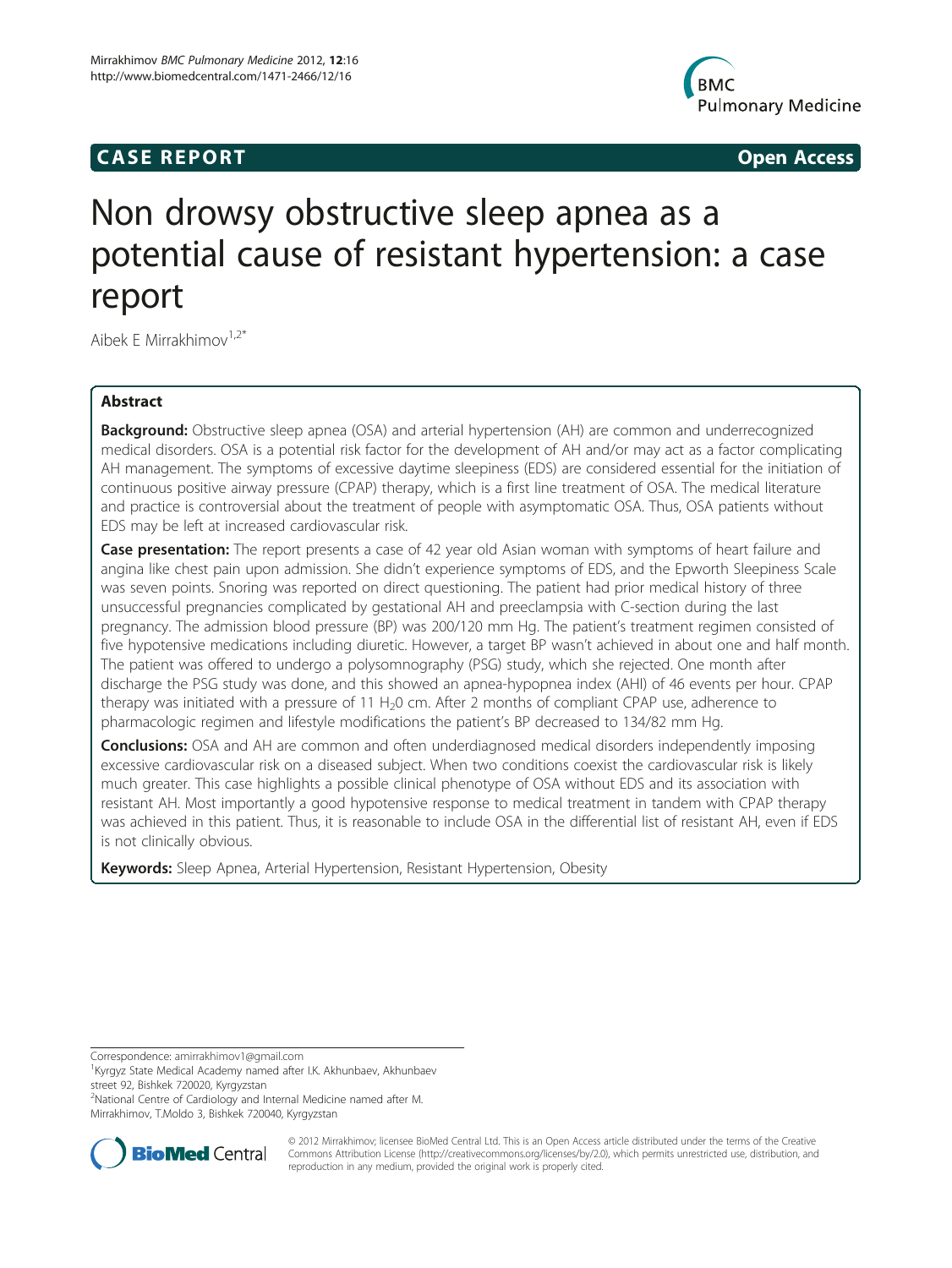**CASE REPORT** **Open Access**

# Non drowsy obstructive sleep apnea as a potential cause of resistant hypertension: a case report

Aibek E Mirrakhimov[1,2*]

## Abstract

**Background:** Obstructive sleep apnea (OSA) and arterial hypertension (AH) are common and underrecognized medical disorders. OSA is a potential risk factor for the development of AH and/or may act as a factor complicating AH management. The symptoms of excessive daytime sleepiness (EDS) are considered essential for the initiation of continuous positive airway pressure (CPAP) therapy, which is a first line treatment of OSA. The medical literature and practice is controversial about the treatment of people with asymptomatic OSA. Thus, OSA patients without EDS may be left at increased cardiovascular risk.

**Case presentation:** The report presents a case of 42 year old Asian woman with symptoms of heart failure and angina like chest pain upon admission. She didn't experience symptoms of EDS, and the Epworth Sleepiness Scale was seven points. Snoring was reported on direct questioning. The patient had prior medical history of three unsuccessful pregnancies complicated by gestational AH and preeclampsia with C-section during the last pregnancy. The admission blood pressure (BP) was 200/120 mm Hg. The patient's treatment regimen consisted of five hypotensive medications including diuretic. However, a target BP wasn't achieved in about one and half month. The patient was offered to undergo a polysomnography (PSG) study, which she rejected. One month after discharge the PSG study was done, and this showed an apnea-hypopnea index (AHI) of 46 events per hour. CPAP therapy was initiated with a pressure of 11 $H_2O$ cm. After 2 months of compliant CPAP use, adherence to pharmacologic regimen and lifestyle modifications the patient's BP decreased to 134/82 mm Hg.

**Conclusions:** OSA and AH are common and often underdiagnosed medical disorders independently imposing excessive cardiovascular risk on a diseased subject. When two conditions coexist the cardiovascular risk is likely much greater. This case highlights a possible clinical phenotype of OSA without EDS and its association with resistant AH. Most importantly a good hypotensive response to medical treatment in tandem with CPAP therapy was achieved in this patient. Thus, it is reasonable to include OSA in the differential list of resistant AH, even if EDS is not clinically obvious.

**Keywords:** Sleep Apnea, Arterial Hypertension, Resistant Hypertension, Obesity

Correspondence: amirrakhimov1@gmail.com

[1]Kyrgyz State Medical Academy named after I.K. Akhunbaev, Akhunbaev street 92, Bishkek 720020, Kyrgyzstan

[2]National Centre of Cardiology and Internal Medicine named after M. Mirrakhimov, T.Moldo 3, Bishkek 720040, Kyrgyzstan

© 2012 Mirrakhimov; licensee BioMed Central Ltd. This is an Open Access article distributed under the terms of the Creative Commons Attribution License (http://creativecommons.org/licenses/by/2.0), which permits unrestricted use, distribution, and reproduction in any medium, provided the original work is properly cited.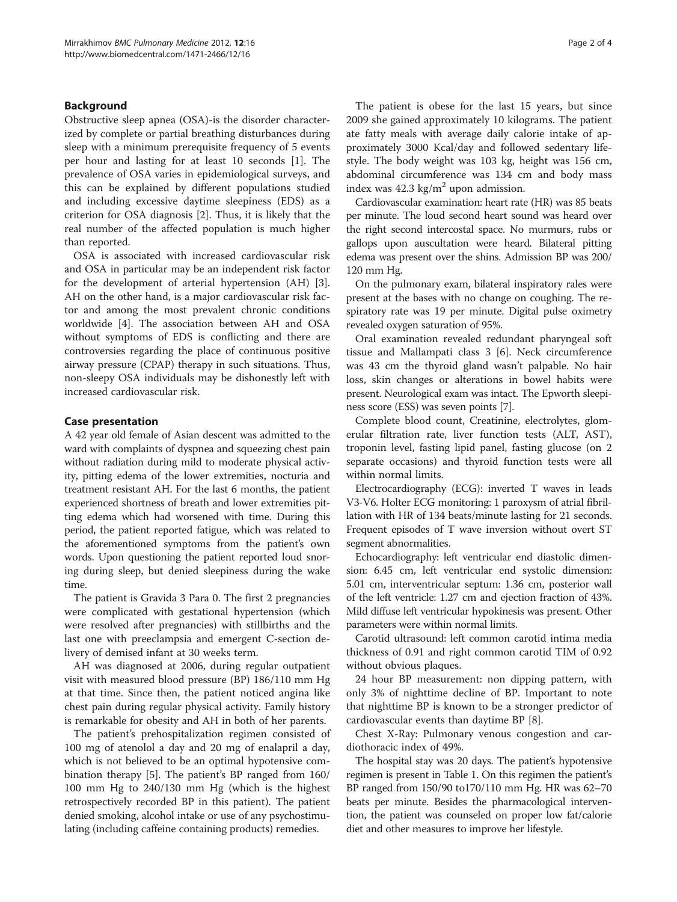## Background

Obstructive sleep apnea (OSA)-is the disorder characterized by complete or partial breathing disturbances during sleep with a minimum prerequisite frequency of 5 events per hour and lasting for at least 10 seconds [1]. The prevalence of OSA varies in epidemiological surveys, and this can be explained by different populations studied and including excessive daytime sleepiness (EDS) as a criterion for OSA diagnosis [2]. Thus, it is likely that the real number of the affected population is much higher than reported.

OSA is associated with increased cardiovascular risk and OSA in particular may be an independent risk factor for the development of arterial hypertension (AH) [3]. AH on the other hand, is a major cardiovascular risk factor and among the most prevalent chronic conditions worldwide [4]. The association between AH and OSA without symptoms of EDS is conflicting and there are controversies regarding the place of continuous positive airway pressure (CPAP) therapy in such situations. Thus, non-sleepy OSA individuals may be dishonestly left with increased cardiovascular risk.

## Case presentation

A 42 year old female of Asian descent was admitted to the ward with complaints of dyspnea and squeezing chest pain without radiation during mild to moderate physical activity, pitting edema of the lower extremities, nocturia and treatment resistant AH. For the last 6 months, the patient experienced shortness of breath and lower extremities pitting edema which had worsened with time. During this period, the patient reported fatigue, which was related to the aforementioned symptoms from the patient's own words. Upon questioning the patient reported loud snoring during sleep, but denied sleepiness during the wake time.

The patient is Gravida 3 Para 0. The first 2 pregnancies were complicated with gestational hypertension (which were resolved after pregnancies) with stillbirths and the last one with preeclampsia and emergent C-section delivery of demised infant at 30 weeks term.

AH was diagnosed at 2006, during regular outpatient visit with measured blood pressure (BP) 186/110 mm Hg at that time. Since then, the patient noticed angina like chest pain during regular physical activity. Family history is remarkable for obesity and AH in both of her parents.

The patient's prehospitalization regimen consisted of 100 mg of atenolol a day and 20 mg of enalapril a day, which is not believed to be an optimal hypotensive combination therapy [5]. The patient's BP ranged from 160/100 mm Hg to 240/130 mm Hg (which is the highest retrospectively recorded BP in this patient). The patient denied smoking, alcohol intake or use of any psychostimulating (including caffeine containing products) remedies.

The patient is obese for the last 15 years, but since 2009 she gained approximately 10 kilograms. The patient ate fatty meals with average daily calorie intake of approximately 3000 Kcal/day and followed sedentary lifestyle. The body weight was 103 kg, height was 156 cm, abdominal circumference was 134 cm and body mass index was 42.3 kg/m$^2$ upon admission.

Cardiovascular examination: heart rate (HR) was 85 beats per minute. The loud second heart sound was heard over the right second intercostal space. No murmurs, rubs or gallops upon auscultation were heard. Bilateral pitting edema was present over the shins. Admission BP was 200/120 mm Hg.

On the pulmonary exam, bilateral inspiratory rales were present at the bases with no change on coughing. The respiratory rate was 19 per minute. Digital pulse oximetry revealed oxygen saturation of 95%.

Oral examination revealed redundant pharyngeal soft tissue and Mallampati class 3 [6]. Neck circumference was 43 cm the thyroid gland wasn't palpable. No hair loss, skin changes or alterations in bowel habits were present. Neurological exam was intact. The Epworth sleepiness score (ESS) was seven points [7].

Complete blood count, Creatinine, electrolytes, glomerular filtration rate, liver function tests (ALT, AST), troponin level, fasting lipid panel, fasting glucose (on 2 separate occasions) and thyroid function tests were all within normal limits.

Electrocardiography (ECG): inverted T waves in leads V3-V6. Holter ECG monitoring: 1 paroxysm of atrial fibrillation with HR of 134 beats/minute lasting for 21 seconds. Frequent episodes of T wave inversion without overt ST segment abnormalities.

Echocardiography: left ventricular end diastolic dimension: 6.45 cm, left ventricular end systolic dimension: 5.01 cm, interventricular septum: 1.36 cm, posterior wall of the left ventricle: 1.27 cm and ejection fraction of 43%. Mild diffuse left ventricular hypokinesis was present. Other parameters were within normal limits.

Carotid ultrasound: left common carotid intima media thickness of 0.91 and right common carotid TIM of 0.92 without obvious plaques.

24 hour BP measurement: non dipping pattern, with only 3% of nighttime decline of BP. Important to note that nighttime BP is known to be a stronger predictor of cardiovascular events than daytime BP [8].

Chest X-Ray: Pulmonary venous congestion and cardiothoracic index of 49%.

The hospital stay was 20 days. The patient's hypotensive regimen is present in Table 1. On this regimen the patient's BP ranged from 150/90 to170/110 mm Hg. HR was 62–70 beats per minute. Besides the pharmacological intervention, the patient was counseled on proper low fat/calorie diet and other measures to improve her lifestyle.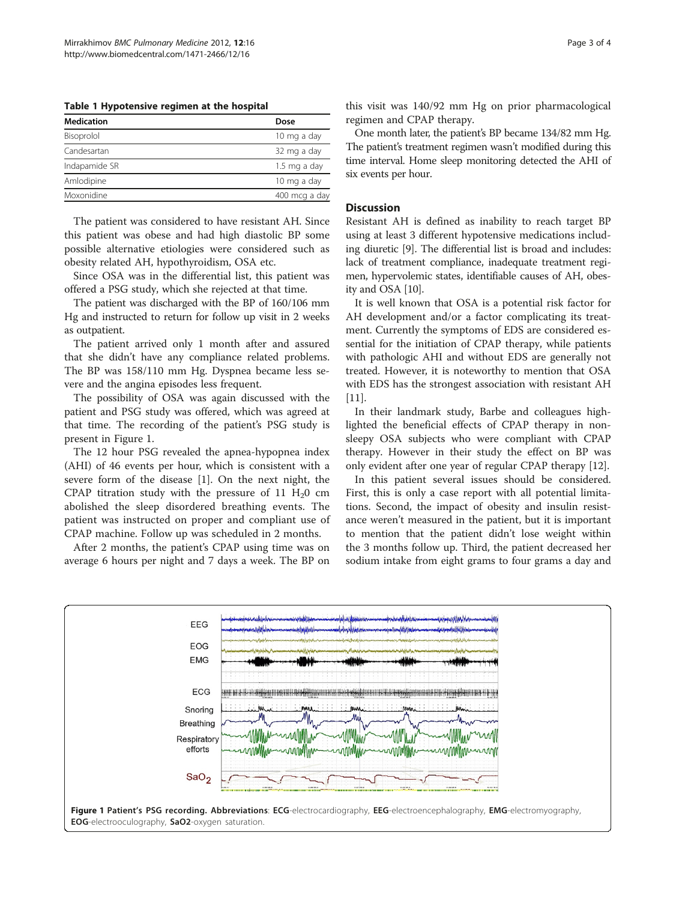**Table 1 Hypotensive regimen at the hospital**

| Medication | Dose |
| --- | --- |
| Bisoprolol | 10 mg a day |
| Candesartan | 32 mg a day |
| Indapamide SR | 1.5 mg a day |
| Amlodipine | 10 mg a day |
| Moxonidine | 400 mcg a day |

The patient was considered to have resistant AH. Since this patient was obese and had high diastolic BP some possible alternative etiologies were considered such as obesity related AH, hypothyroidism, OSA etc.

Since OSA was in the differential list, this patient was offered a PSG study, which she rejected at that time.

The patient was discharged with the BP of 160/106 mm Hg and instructed to return for follow up visit in 2 weeks as outpatient.

The patient arrived only 1 month after and assured that she didn't have any compliance related problems. The BP was 158/110 mm Hg. Dyspnea became less severe and the angina episodes less frequent.

The possibility of OSA was again discussed with the patient and PSG study was offered, which was agreed at that time. The recording of the patient's PSG study is present in Figure 1.

The 12 hour PSG revealed the apnea-hypopnea index (AHI) of 46 events per hour, which is consistent with a severe form of the disease [1]. On the next night, the CPAP titration study with the pressure of 11 $H_20$ cm abolished the sleep disordered breathing events. The patient was instructed on proper and compliant use of CPAP machine. Follow up was scheduled in 2 months.

After 2 months, the patient's CPAP using time was on average 6 hours per night and 7 days a week. The BP on this visit was 140/92 mm Hg on prior pharmacological regimen and CPAP therapy.

One month later, the patient's BP became 134/82 mm Hg. The patient's treatment regimen wasn't modified during this time interval. Home sleep monitoring detected the AHI of six events per hour.

## Discussion

Resistant AH is defined as inability to reach target BP using at least 3 different hypotensive medications including diuretic [9]. The differential list is broad and includes: lack of treatment compliance, inadequate treatment regimen, hypervolemic states, identifiable causes of AH, obesity and OSA [10].

It is well known that OSA is a potential risk factor for AH development and/or a factor complicating its treatment. Currently the symptoms of EDS are considered essential for the initiation of CPAP therapy, while patients with pathologic AHI and without EDS are generally not treated. However, it is noteworthy to mention that OSA with EDS has the strongest association with resistant AH [11].

In their landmark study, Barbe and colleagues highlighted the beneficial effects of CPAP therapy in non-sleepy OSA subjects who were compliant with CPAP therapy. However in their study the effect on BP was only evident after one year of regular CPAP therapy [12].

In this patient several issues should be considered. First, this is only a case report with all potential limitations. Second, the impact of obesity and insulin resistance weren't measured in the patient, but it is important to mention that the patient didn't lose weight within the 3 months follow up. Third, the patient decreased her sodium intake from eight grams to four grams a day and

**Figure 1 Patient's PSG recording. Abbreviations**: **ECG**-electrocardiography, **EEG**-electroencephalography, **EMG**-electromyography, **EOG**-electrooculography, **SaO2**-oxygen saturation.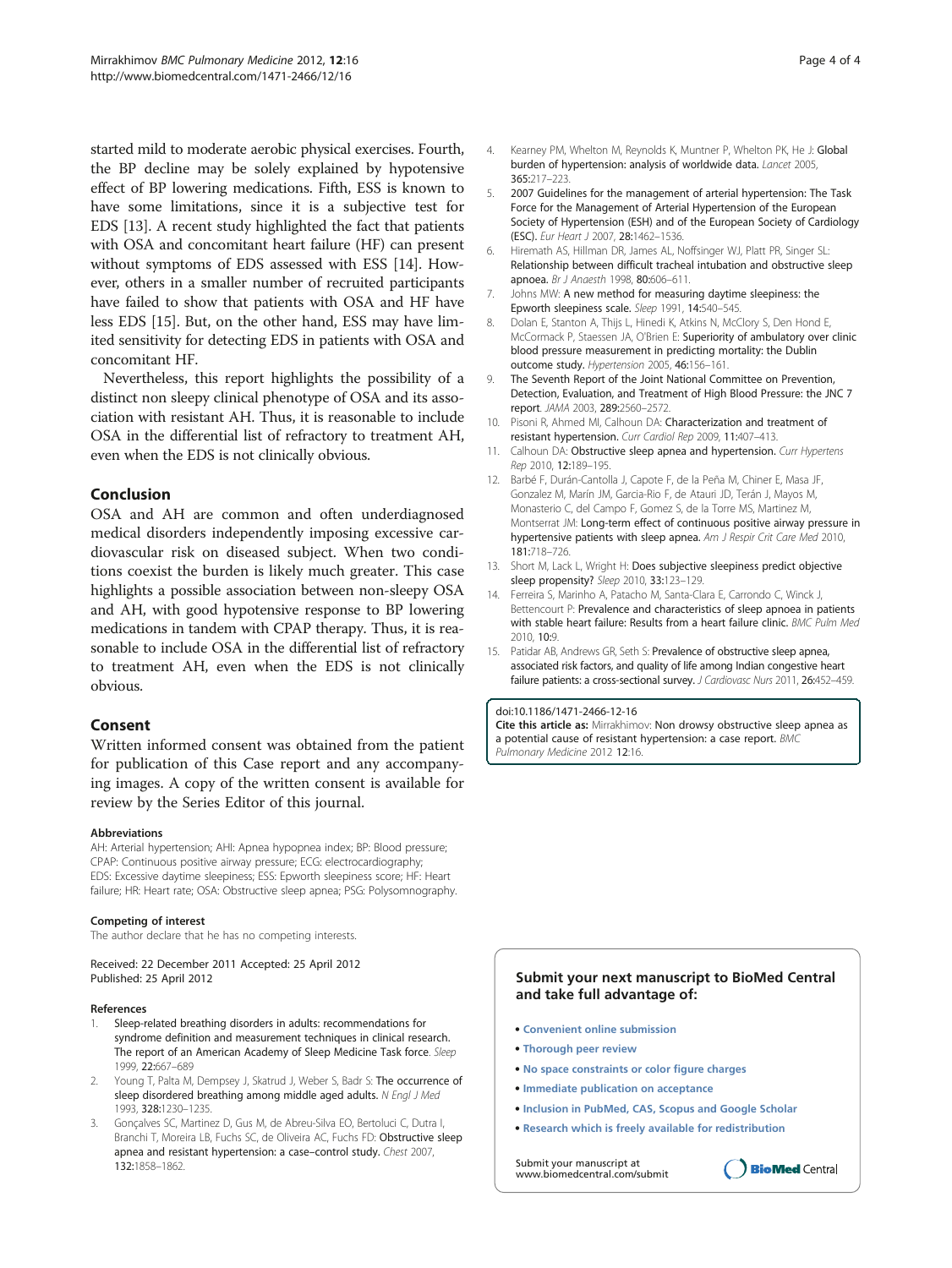started mild to moderate aerobic physical exercises. Fourth, the BP decline may be solely explained by hypotensive effect of BP lowering medications. Fifth, ESS is known to have some limitations, since it is a subjective test for EDS [13]. A recent study highlighted the fact that patients with OSA and concomitant heart failure (HF) can present without symptoms of EDS assessed with ESS [14]. However, others in a smaller number of recruited participants have failed to show that patients with OSA and HF have less EDS [15]. But, on the other hand, ESS may have limited sensitivity for detecting EDS in patients with OSA and concomitant HF.

Nevertheless, this report highlights the possibility of a distinct non sleepy clinical phenotype of OSA and its association with resistant AH. Thus, it is reasonable to include OSA in the differential list of refractory to treatment AH, even when the EDS is not clinically obvious.

## Conclusion

OSA and AH are common and often underdiagnosed medical disorders independently imposing excessive cardiovascular risk on diseased subject. When two conditions coexist the burden is likely much greater. This case highlights a possible association between non-sleepy OSA and AH, with good hypotensive response to BP lowering medications in tandem with CPAP therapy. Thus, it is reasonable to include OSA in the differential list of refractory to treatment AH, even when the EDS is not clinically obvious.

## Consent

Written informed consent was obtained from the patient for publication of this Case report and any accompanying images. A copy of the written consent is available for review by the Series Editor of this journal.

#### Abbreviations

AH: Arterial hypertension; AHI: Apnea hypopnea index; BP: Blood pressure; CPAP: Continuous positive airway pressure; ECG: electrocardiography; EDS: Excessive daytime sleepiness; ESS: Epworth sleepiness score; HF: Heart failure; HR: Heart rate; OSA: Obstructive sleep apnea; PSG: Polysomnography.

#### Competing of interest

The author declare that he has no competing interests.

Received: 22 December 2011 Accepted: 25 April 2012
Published: 25 April 2012

#### References

1. Sleep-related breathing disorders in adults: recommendations for syndrome definition and measurement techniques in clinical research. The report of an American Academy of Sleep Medicine Task force. *Sleep* 1999, **22:**667–689
2. Young T, Palta M, Dempsey J, Skatrud J, Weber S, Badr S: **The occurrence of sleep disordered breathing among middle aged adults.** *N Engl J Med* 1993, **328:**1230–1235.
3. Gonçalves SC, Martinez D, Gus M, de Abreu-Silva EO, Bertoluci C, Dutra I, Branchi T, Moreira LB, Fuchs SC, de Oliveira AC, Fuchs FD: **Obstructive sleep apnea and resistant hypertension: a case–control study.** *Chest* 2007, **132:**1858–1862.
4. Kearney PM, Whelton M, Reynolds K, Muntner P, Whelton PK, He J: **Global burden of hypertension: analysis of worldwide data.** *Lancet* 2005, **365:**217–223.
5. **2007 Guidelines for the management of arterial hypertension: The Task Force for the Management of Arterial Hypertension of the European Society of Hypertension (ESH) and of the European Society of Cardiology (ESC).** *Eur Heart J* 2007, **28:**1462–1536.
6. Hiremath AS, Hillman DR, James AL, Noffsinger WJ, Platt PR, Singer SL: **Relationship between difficult tracheal intubation and obstructive sleep apnoea.** *Br J Anaesth* 1998, **80:**606–611.
7. Johns MW: **A new method for measuring daytime sleepiness: the Epworth sleepiness scale.** *Sleep* 1991, **14:**540–545.
8. Dolan E, Stanton A, Thijs L, Hinedi K, Atkins N, McClory S, Den Hond E, McCormack P, Staessen JA, O'Brien E: **Superiority of ambulatory over clinic blood pressure measurement in predicting mortality: the Dublin outcome study.** *Hypertension* 2005, **46:**156–161.
9. **The Seventh Report of the Joint National Committee on Prevention, Detection, Evaluation, and Treatment of High Blood Pressure: the JNC 7 report**. *JAMA* 2003, **289:**2560–2572.
10. Pisoni R, Ahmed MI, Calhoun DA: **Characterization and treatment of resistant hypertension.** *Curr Cardiol Rep* 2009, **11:**407–413.
11. Calhoun DA: **Obstructive sleep apnea and hypertension.** *Curr Hypertens Rep* 2010, **12:**189–195.
12. Barbé F, Durán-Cantolla J, Capote F, de la Peña M, Chiner E, Masa JF, Gonzalez M, Marín JM, Garcia-Rio F, de Atauri JD, Terán J, Mayos M, Monasterio C, del Campo F, Gomez S, de la Torre MS, Martinez M, Montserrat JM: **Long-term effect of continuous positive airway pressure in hypertensive patients with sleep apnea.** *Am J Respir Crit Care Med* 2010, **181:**718–726.
13. Short M, Lack L, Wright H: **Does subjective sleepiness predict objective sleep propensity?** *Sleep* 2010, **33:**123–129.
14. Ferreira S, Marinho A, Patacho M, Santa-Clara E, Carrondo C, Winck J, Bettencourt P: **Prevalence and characteristics of sleep apnoea in patients with stable heart failure: Results from a heart failure clinic.** *BMC Pulm Med* 2010, **10:**9.
15. Patidar AB, Andrews GR, Seth S: **Prevalence of obstructive sleep apnea, associated risk factors, and quality of life among Indian congestive heart failure patients: a cross-sectional survey.** *J Cardiovasc Nurs* 2011, **26:**452–459.

doi:10.1186/1471-2466-12-16
**Cite this article as:** Mirrakhimov: Non drowsy obstructive sleep apnea as a potential cause of resistant hypertension: a case report. *BMC Pulmonary Medicine* 2012 **12**:16.